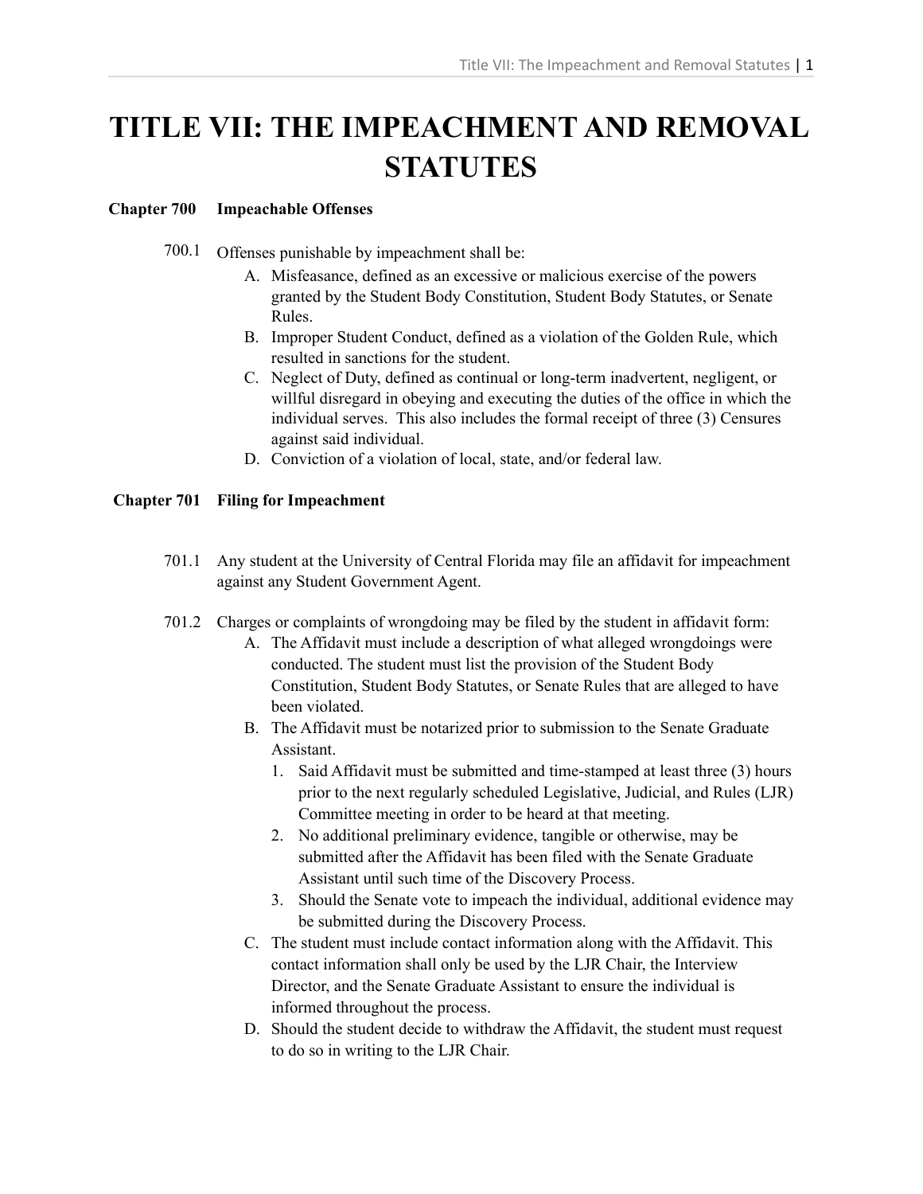# TITLE VII: THE IMPEACHMENT AND REMOVAL STATUTES

**Chapter 700 Impeachable Offenses**

700.1 Offenses punishable by impeachment shall be:

A. Misfeasance, defined as an excessive or malicious exercise of the powers granted by the Student Body Constitution, Student Body Statutes, or Senate Rules.

B. Improper Student Conduct, defined as a violation of the Golden Rule, which resulted in sanctions for the student.

C. Neglect of Duty, defined as continual or long-term inadvertent, negligent, or willful disregard in obeying and executing the duties of the office in which the individual serves. This also includes the formal receipt of three (3) Censures against said individual.

D. Conviction of a violation of local, state, and/or federal law.

**Chapter 701 Filing for Impeachment**

701.1 Any student at the University of Central Florida may file an affidavit for impeachment against any Student Government Agent.

701.2 Charges or complaints of wrongdoing may be filed by the student in affidavit form:

A. The Affidavit must include a description of what alleged wrongdoings were conducted. The student must list the provision of the Student Body Constitution, Student Body Statutes, or Senate Rules that are alleged to have been violated.

B. The Affidavit must be notarized prior to submission to the Senate Graduate Assistant.

1. Said Affidavit must be submitted and time-stamped at least three (3) hours prior to the next regularly scheduled Legislative, Judicial, and Rules (LJR) Committee meeting in order to be heard at that meeting.
2. No additional preliminary evidence, tangible or otherwise, may be submitted after the Affidavit has been filed with the Senate Graduate Assistant until such time of the Discovery Process.
3. Should the Senate vote to impeach the individual, additional evidence may be submitted during the Discovery Process.

C. The student must include contact information along with the Affidavit. This contact information shall only be used by the LJR Chair, the Interview Director, and the Senate Graduate Assistant to ensure the individual is informed throughout the process.

D. Should the student decide to withdraw the Affidavit, the student must request to do so in writing to the LJR Chair.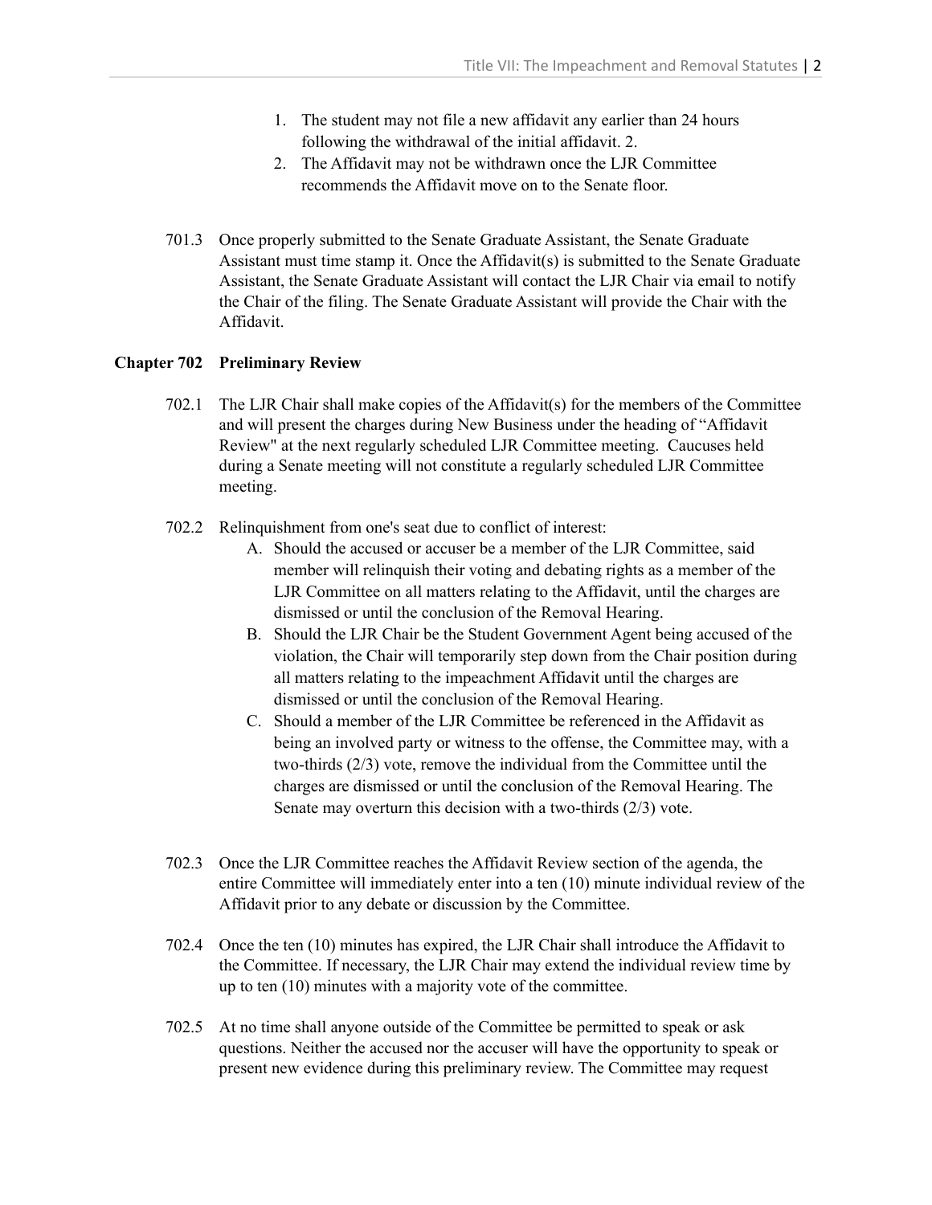1. The student may not file a new affidavit any earlier than 24 hours following the withdrawal of the initial affidavit. 2.
2. The Affidavit may not be withdrawn once the LJR Committee recommends the Affidavit move on to the Senate floor.

701.3 Once properly submitted to the Senate Graduate Assistant, the Senate Graduate Assistant must time stamp it. Once the Affidavit(s) is submitted to the Senate Graduate Assistant, the Senate Graduate Assistant will contact the LJR Chair via email to notify the Chair of the filing. The Senate Graduate Assistant will provide the Chair with the Affidavit.

## Chapter 702 Preliminary Review

702.1 The LJR Chair shall make copies of the Affidavit(s) for the members of the Committee and will present the charges during New Business under the heading of "Affidavit Review" at the next regularly scheduled LJR Committee meeting. Caucuses held during a Senate meeting will not constitute a regularly scheduled LJR Committee meeting.

702.2 Relinquishment from one's seat due to conflict of interest:

A. Should the accused or accuser be a member of the LJR Committee, said member will relinquish their voting and debating rights as a member of the LJR Committee on all matters relating to the Affidavit, until the charges are dismissed or until the conclusion of the Removal Hearing.

B. Should the LJR Chair be the Student Government Agent being accused of the violation, the Chair will temporarily step down from the Chair position during all matters relating to the impeachment Affidavit until the charges are dismissed or until the conclusion of the Removal Hearing.

C. Should a member of the LJR Committee be referenced in the Affidavit as being an involved party or witness to the offense, the Committee may, with a two-thirds (2/3) vote, remove the individual from the Committee until the charges are dismissed or until the conclusion of the Removal Hearing. The Senate may overturn this decision with a two-thirds (2/3) vote.

702.3 Once the LJR Committee reaches the Affidavit Review section of the agenda, the entire Committee will immediately enter into a ten (10) minute individual review of the Affidavit prior to any debate or discussion by the Committee.

702.4 Once the ten (10) minutes has expired, the LJR Chair shall introduce the Affidavit to the Committee. If necessary, the LJR Chair may extend the individual review time by up to ten (10) minutes with a majority vote of the committee.

702.5 At no time shall anyone outside of the Committee be permitted to speak or ask questions. Neither the accused nor the accuser will have the opportunity to speak or present new evidence during this preliminary review. The Committee may request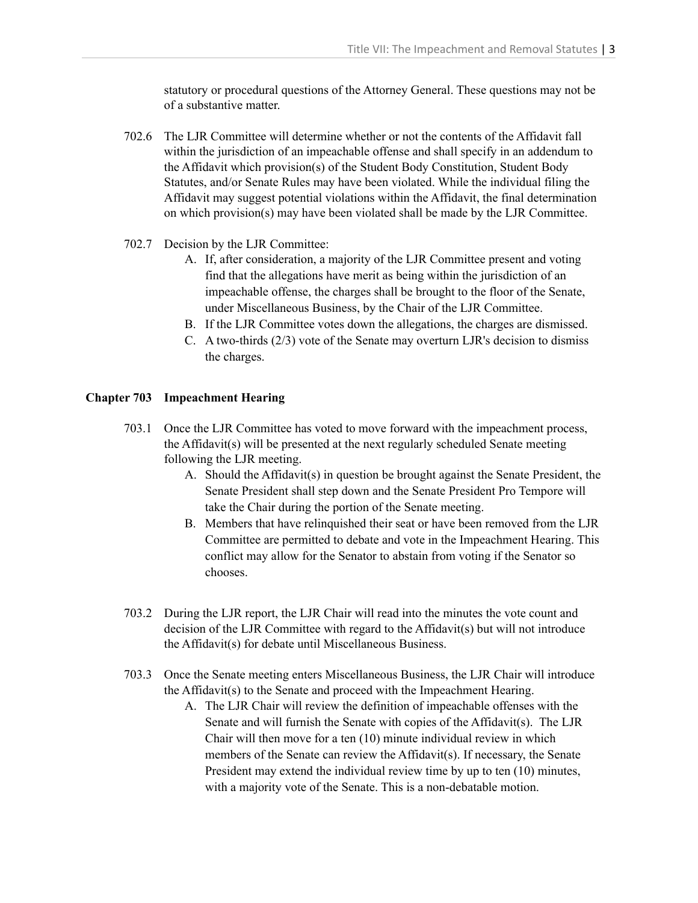statutory or procedural questions of the Attorney General. These questions may not be of a substantive matter.

702.6 The LJR Committee will determine whether or not the contents of the Affidavit fall within the jurisdiction of an impeachable offense and shall specify in an addendum to the Affidavit which provision(s) of the Student Body Constitution, Student Body Statutes, and/or Senate Rules may have been violated. While the individual filing the Affidavit may suggest potential violations within the Affidavit, the final determination on which provision(s) may have been violated shall be made by the LJR Committee.

702.7 Decision by the LJR Committee:

A. If, after consideration, a majority of the LJR Committee present and voting find that the allegations have merit as being within the jurisdiction of an impeachable offense, the charges shall be brought to the floor of the Senate, under Miscellaneous Business, by the Chair of the LJR Committee.
B. If the LJR Committee votes down the allegations, the charges are dismissed.
C. A two-thirds (2/3) vote of the Senate may overturn LJR's decision to dismiss the charges.

## Chapter 703 Impeachment Hearing

703.1 Once the LJR Committee has voted to move forward with the impeachment process, the Affidavit(s) will be presented at the next regularly scheduled Senate meeting following the LJR meeting.

A. Should the Affidavit(s) in question be brought against the Senate President, the Senate President shall step down and the Senate President Pro Tempore will take the Chair during the portion of the Senate meeting.
B. Members that have relinquished their seat or have been removed from the LJR Committee are permitted to debate and vote in the Impeachment Hearing. This conflict may allow for the Senator to abstain from voting if the Senator so chooses.

703.2 During the LJR report, the LJR Chair will read into the minutes the vote count and decision of the LJR Committee with regard to the Affidavit(s) but will not introduce the Affidavit(s) for debate until Miscellaneous Business.

703.3 Once the Senate meeting enters Miscellaneous Business, the LJR Chair will introduce the Affidavit(s) to the Senate and proceed with the Impeachment Hearing.

A. The LJR Chair will review the definition of impeachable offenses with the Senate and will furnish the Senate with copies of the Affidavit(s). The LJR Chair will then move for a ten (10) minute individual review in which members of the Senate can review the Affidavit(s). If necessary, the Senate President may extend the individual review time by up to ten (10) minutes, with a majority vote of the Senate. This is a non-debatable motion.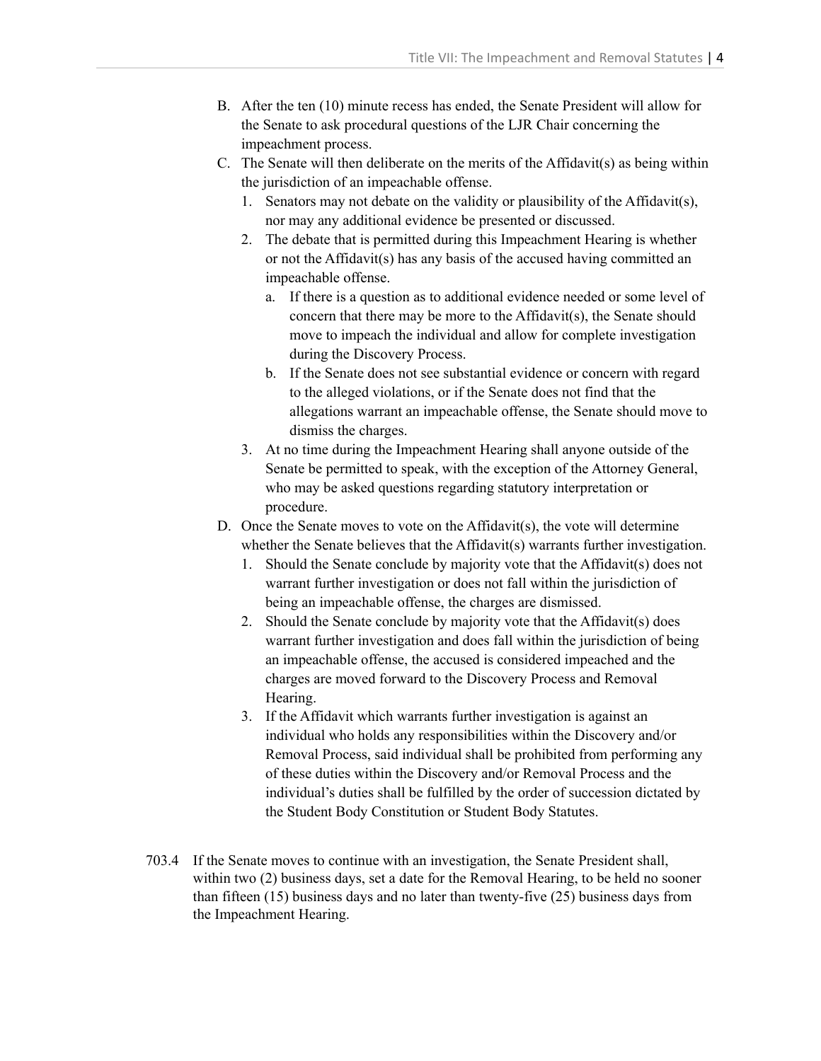B. After the ten (10) minute recess has ended, the Senate President will allow for the Senate to ask procedural questions of the LJR Chair concerning the impeachment process.

C. The Senate will then deliberate on the merits of the Affidavit(s) as being within the jurisdiction of an impeachable offense.

   1. Senators may not debate on the validity or plausibility of the Affidavit(s), nor may any additional evidence be presented or discussed.
   2. The debate that is permitted during this Impeachment Hearing is whether or not the Affidavit(s) has any basis of the accused having committed an impeachable offense.
      a. If there is a question as to additional evidence needed or some level of concern that there may be more to the Affidavit(s), the Senate should move to impeach the individual and allow for complete investigation during the Discovery Process.
      b. If the Senate does not see substantial evidence or concern with regard to the alleged violations, or if the Senate does not find that the allegations warrant an impeachable offense, the Senate should move to dismiss the charges.
   3. At no time during the Impeachment Hearing shall anyone outside of the Senate be permitted to speak, with the exception of the Attorney General, who may be asked questions regarding statutory interpretation or procedure.

D. Once the Senate moves to vote on the Affidavit(s), the vote will determine whether the Senate believes that the Affidavit(s) warrants further investigation.

   1. Should the Senate conclude by majority vote that the Affidavit(s) does not warrant further investigation or does not fall within the jurisdiction of being an impeachable offense, the charges are dismissed.
   2. Should the Senate conclude by majority vote that the Affidavit(s) does warrant further investigation and does fall within the jurisdiction of being an impeachable offense, the accused is considered impeached and the charges are moved forward to the Discovery Process and Removal Hearing.
   3. If the Affidavit which warrants further investigation is against an individual who holds any responsibilities within the Discovery and/or Removal Process, said individual shall be prohibited from performing any of these duties within the Discovery and/or Removal Process and the individual's duties shall be fulfilled by the order of succession dictated by the Student Body Constitution or Student Body Statutes.

703.4 If the Senate moves to continue with an investigation, the Senate President shall, within two (2) business days, set a date for the Removal Hearing, to be held no sooner than fifteen (15) business days and no later than twenty-five (25) business days from the Impeachment Hearing.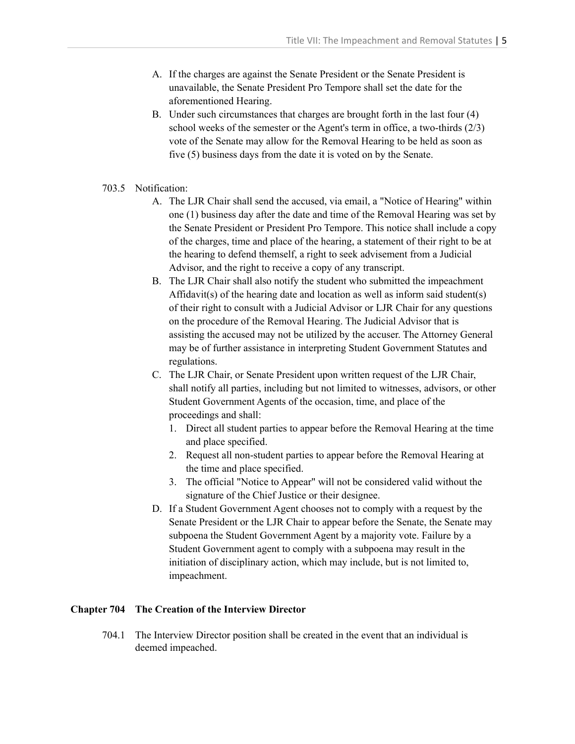A. If the charges are against the Senate President or the Senate President is unavailable, the Senate President Pro Tempore shall set the date for the aforementioned Hearing.
B. Under such circumstances that charges are brought forth in the last four (4) school weeks of the semester or the Agent's term in office, a two-thirds (2/3) vote of the Senate may allow for the Removal Hearing to be held as soon as five (5) business days from the date it is voted on by the Senate.

703.5 Notification:

A. The LJR Chair shall send the accused, via email, a "Notice of Hearing" within one (1) business day after the date and time of the Removal Hearing was set by the Senate President or President Pro Tempore. This notice shall include a copy of the charges, time and place of the hearing, a statement of their right to be at the hearing to defend themself, a right to seek advisement from a Judicial Advisor, and the right to receive a copy of any transcript.
B. The LJR Chair shall also notify the student who submitted the impeachment Affidavit(s) of the hearing date and location as well as inform said student(s) of their right to consult with a Judicial Advisor or LJR Chair for any questions on the procedure of the Removal Hearing. The Judicial Advisor that is assisting the accused may not be utilized by the accuser. The Attorney General may be of further assistance in interpreting Student Government Statutes and regulations.
C. The LJR Chair, or Senate President upon written request of the LJR Chair, shall notify all parties, including but not limited to witnesses, advisors, or other Student Government Agents of the occasion, time, and place of the proceedings and shall:
   1. Direct all student parties to appear before the Removal Hearing at the time and place specified.
   2. Request all non-student parties to appear before the Removal Hearing at the time and place specified.
   3. The official "Notice to Appear" will not be considered valid without the signature of the Chief Justice or their designee.
D. If a Student Government Agent chooses not to comply with a request by the Senate President or the LJR Chair to appear before the Senate, the Senate may subpoena the Student Government Agent by a majority vote. Failure by a Student Government agent to comply with a subpoena may result in the initiation of disciplinary action, which may include, but is not limited to, impeachment.

## Chapter 704 The Creation of the Interview Director

704.1 The Interview Director position shall be created in the event that an individual is deemed impeached.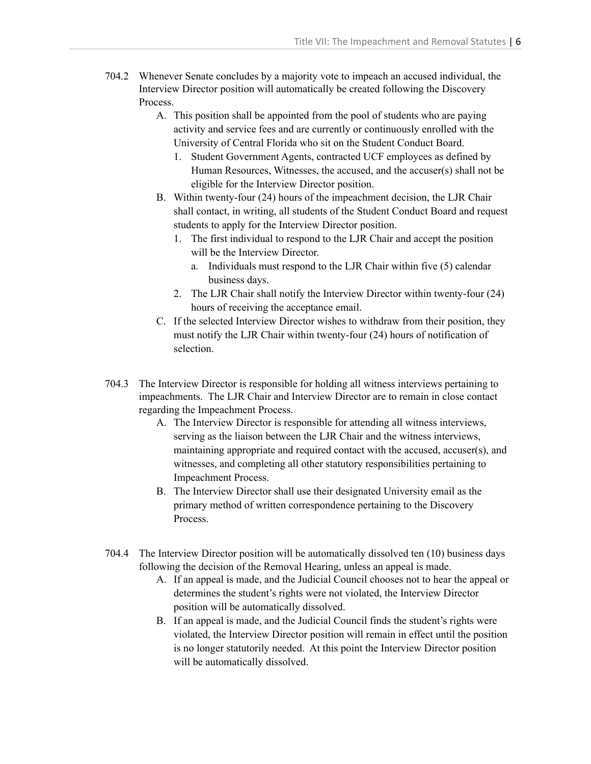704.2 Whenever Senate concludes by a majority vote to impeach an accused individual, the Interview Director position will automatically be created following the Discovery Process.

   A. This position shall be appointed from the pool of students who are paying activity and service fees and are currently or continuously enrolled with the University of Central Florida who sit on the Student Conduct Board.
      1. Student Government Agents, contracted UCF employees as defined by Human Resources, Witnesses, the accused, and the accuser(s) shall not be eligible for the Interview Director position.
   B. Within twenty-four (24) hours of the impeachment decision, the LJR Chair shall contact, in writing, all students of the Student Conduct Board and request students to apply for the Interview Director position.
      1. The first individual to respond to the LJR Chair and accept the position will be the Interview Director.
         a. Individuals must respond to the LJR Chair within five (5) calendar business days.
      2. The LJR Chair shall notify the Interview Director within twenty-four (24) hours of receiving the acceptance email.
   C. If the selected Interview Director wishes to withdraw from their position, they must notify the LJR Chair within twenty-four (24) hours of notification of selection.

704.3 The Interview Director is responsible for holding all witness interviews pertaining to impeachments. The LJR Chair and Interview Director are to remain in close contact regarding the Impeachment Process.

   A. The Interview Director is responsible for attending all witness interviews, serving as the liaison between the LJR Chair and the witness interviews, maintaining appropriate and required contact with the accused, accuser(s), and witnesses, and completing all other statutory responsibilities pertaining to Impeachment Process.
   B. The Interview Director shall use their designated University email as the primary method of written correspondence pertaining to the Discovery Process.

704.4 The Interview Director position will be automatically dissolved ten (10) business days following the decision of the Removal Hearing, unless an appeal is made.

   A. If an appeal is made, and the Judicial Council chooses not to hear the appeal or determines the student's rights were not violated, the Interview Director position will be automatically dissolved.
   B. If an appeal is made, and the Judicial Council finds the student's rights were violated, the Interview Director position will remain in effect until the position is no longer statutorily needed. At this point the Interview Director position will be automatically dissolved.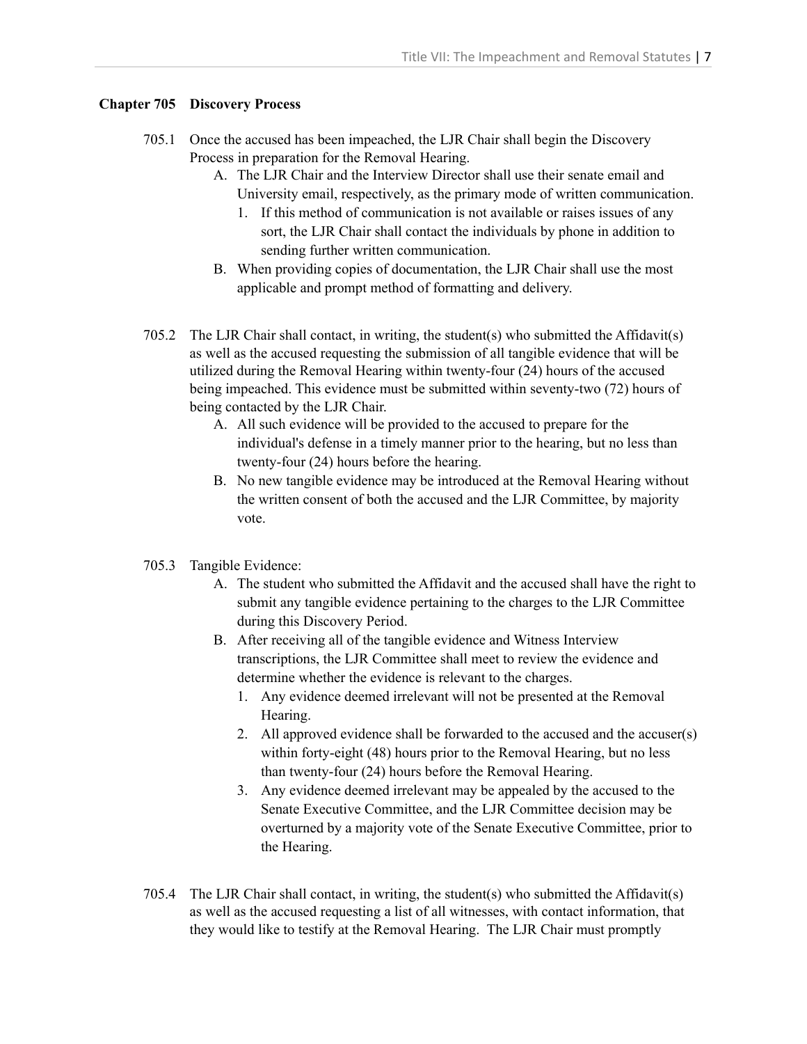## Chapter 705 Discovery Process

705.1 Once the accused has been impeached, the LJR Chair shall begin the Discovery Process in preparation for the Removal Hearing.

- A. The LJR Chair and the Interview Director shall use their senate email and University email, respectively, as the primary mode of written communication.
  1. If this method of communication is not available or raises issues of any sort, the LJR Chair shall contact the individuals by phone in addition to sending further written communication.
- B. When providing copies of documentation, the LJR Chair shall use the most applicable and prompt method of formatting and delivery.

705.2 The LJR Chair shall contact, in writing, the student(s) who submitted the Affidavit(s) as well as the accused requesting the submission of all tangible evidence that will be utilized during the Removal Hearing within twenty-four (24) hours of the accused being impeached. This evidence must be submitted within seventy-two (72) hours of being contacted by the LJR Chair.

- A. All such evidence will be provided to the accused to prepare for the individual's defense in a timely manner prior to the hearing, but no less than twenty-four (24) hours before the hearing.
- B. No new tangible evidence may be introduced at the Removal Hearing without the written consent of both the accused and the LJR Committee, by majority vote.

705.3 Tangible Evidence:

- A. The student who submitted the Affidavit and the accused shall have the right to submit any tangible evidence pertaining to the charges to the LJR Committee during this Discovery Period.
- B. After receiving all of the tangible evidence and Witness Interview transcriptions, the LJR Committee shall meet to review the evidence and determine whether the evidence is relevant to the charges.
  1. Any evidence deemed irrelevant will not be presented at the Removal Hearing.
  2. All approved evidence shall be forwarded to the accused and the accuser(s) within forty-eight (48) hours prior to the Removal Hearing, but no less than twenty-four (24) hours before the Removal Hearing.
  3. Any evidence deemed irrelevant may be appealed by the accused to the Senate Executive Committee, and the LJR Committee decision may be overturned by a majority vote of the Senate Executive Committee, prior to the Hearing.

705.4 The LJR Chair shall contact, in writing, the student(s) who submitted the Affidavit(s) as well as the accused requesting a list of all witnesses, with contact information, that they would like to testify at the Removal Hearing. The LJR Chair must promptly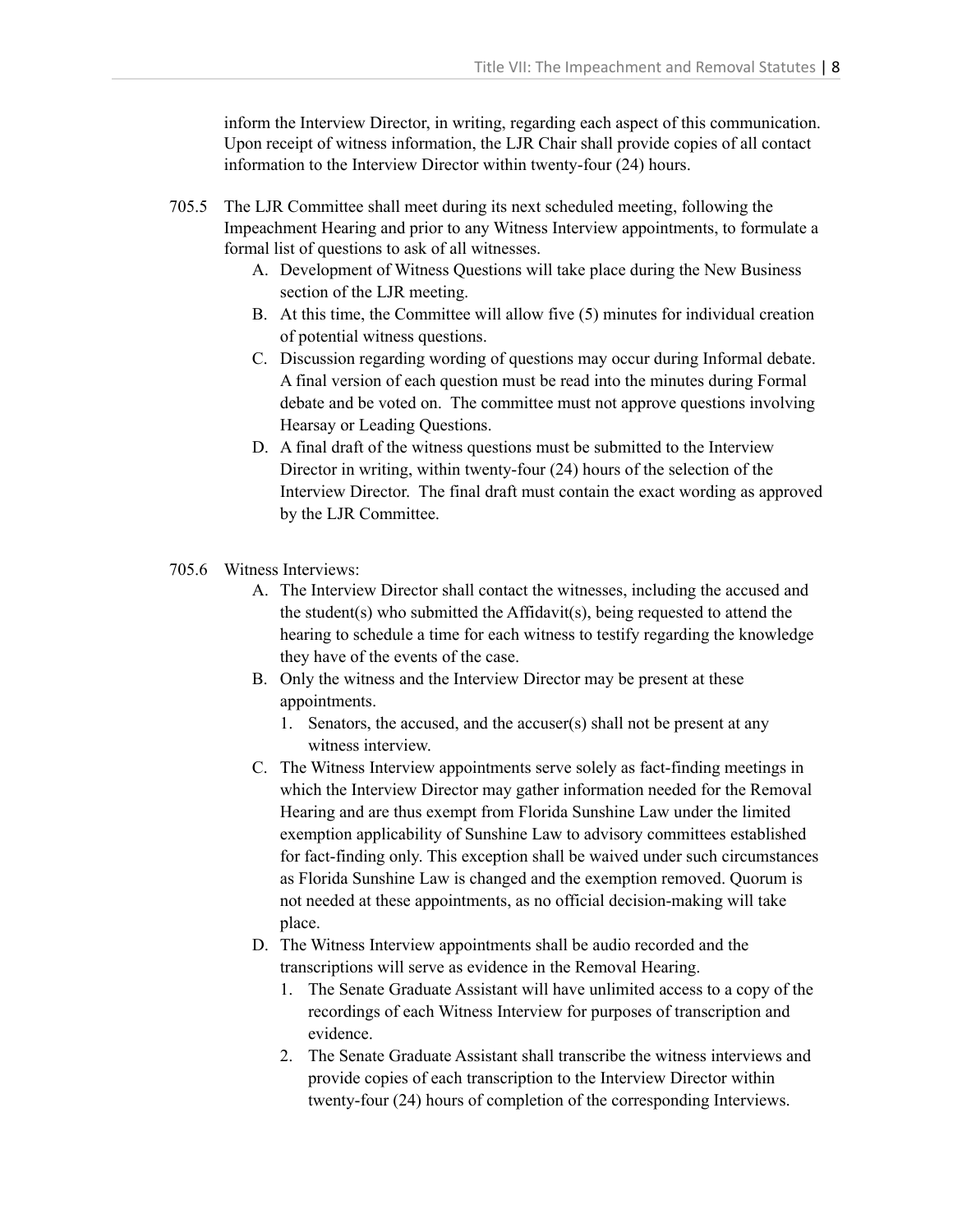inform the Interview Director, in writing, regarding each aspect of this communication. Upon receipt of witness information, the LJR Chair shall provide copies of all contact information to the Interview Director within twenty-four (24) hours.

705.5 The LJR Committee shall meet during its next scheduled meeting, following the Impeachment Hearing and prior to any Witness Interview appointments, to formulate a formal list of questions to ask of all witnesses.

A. Development of Witness Questions will take place during the New Business section of the LJR meeting.
B. At this time, the Committee will allow five (5) minutes for individual creation of potential witness questions.
C. Discussion regarding wording of questions may occur during Informal debate. A final version of each question must be read into the minutes during Formal debate and be voted on. The committee must not approve questions involving Hearsay or Leading Questions.
D. A final draft of the witness questions must be submitted to the Interview Director in writing, within twenty-four (24) hours of the selection of the Interview Director. The final draft must contain the exact wording as approved by the LJR Committee.

705.6 Witness Interviews:

A. The Interview Director shall contact the witnesses, including the accused and the student(s) who submitted the Affidavit(s), being requested to attend the hearing to schedule a time for each witness to testify regarding the knowledge they have of the events of the case.
B. Only the witness and the Interview Director may be present at these appointments.
   1. Senators, the accused, and the accuser(s) shall not be present at any witness interview.
C. The Witness Interview appointments serve solely as fact-finding meetings in which the Interview Director may gather information needed for the Removal Hearing and are thus exempt from Florida Sunshine Law under the limited exemption applicability of Sunshine Law to advisory committees established for fact-finding only. This exception shall be waived under such circumstances as Florida Sunshine Law is changed and the exemption removed. Quorum is not needed at these appointments, as no official decision-making will take place.
D. The Witness Interview appointments shall be audio recorded and the transcriptions will serve as evidence in the Removal Hearing.
   1. The Senate Graduate Assistant will have unlimited access to a copy of the recordings of each Witness Interview for purposes of transcription and evidence.
   2. The Senate Graduate Assistant shall transcribe the witness interviews and provide copies of each transcription to the Interview Director within twenty-four (24) hours of completion of the corresponding Interviews.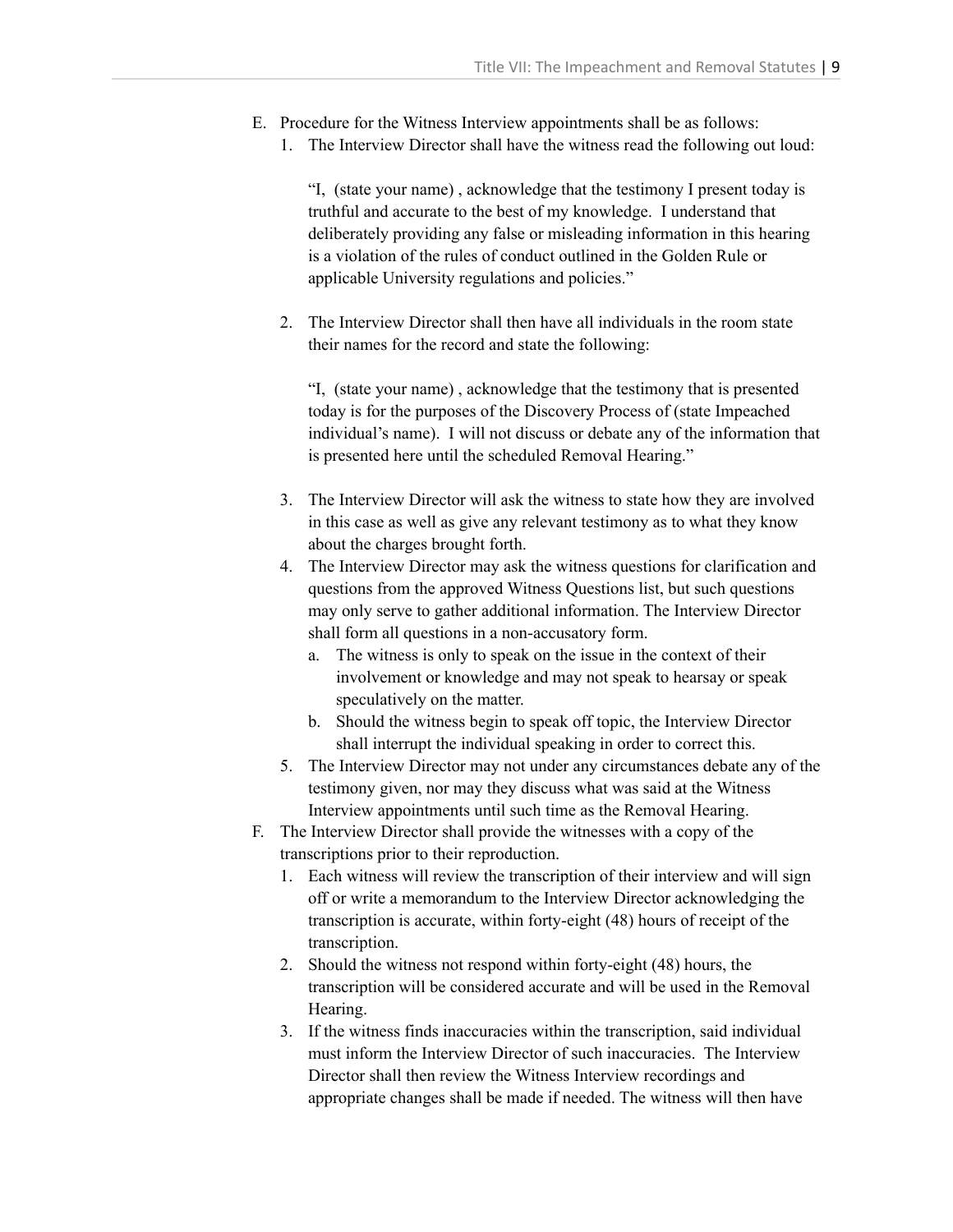E. Procedure for the Witness Interview appointments shall be as follows:
   1. The Interview Director shall have the witness read the following out loud:

      "I, (state your name) , acknowledge that the testimony I present today is truthful and accurate to the best of my knowledge. I understand that deliberately providing any false or misleading information in this hearing is a violation of the rules of conduct outlined in the Golden Rule or applicable University regulations and policies."

   2. The Interview Director shall then have all individuals in the room state their names for the record and state the following:

      "I, (state your name) , acknowledge that the testimony that is presented today is for the purposes of the Discovery Process of (state Impeached individual's name). I will not discuss or debate any of the information that is presented here until the scheduled Removal Hearing."

   3. The Interview Director will ask the witness to state how they are involved in this case as well as give any relevant testimony as to what they know about the charges brought forth.
   4. The Interview Director may ask the witness questions for clarification and questions from the approved Witness Questions list, but such questions may only serve to gather additional information. The Interview Director shall form all questions in a non-accusatory form.
      a. The witness is only to speak on the issue in the context of their involvement or knowledge and may not speak to hearsay or speak speculatively on the matter.
      b. Should the witness begin to speak off topic, the Interview Director shall interrupt the individual speaking in order to correct this.
   5. The Interview Director may not under any circumstances debate any of the testimony given, nor may they discuss what was said at the Witness Interview appointments until such time as the Removal Hearing.

F. The Interview Director shall provide the witnesses with a copy of the transcriptions prior to their reproduction.
   1. Each witness will review the transcription of their interview and will sign off or write a memorandum to the Interview Director acknowledging the transcription is accurate, within forty-eight (48) hours of receipt of the transcription.
   2. Should the witness not respond within forty-eight (48) hours, the transcription will be considered accurate and will be used in the Removal Hearing.
   3. If the witness finds inaccuracies within the transcription, said individual must inform the Interview Director of such inaccuracies. The Interview Director shall then review the Witness Interview recordings and appropriate changes shall be made if needed. The witness will then have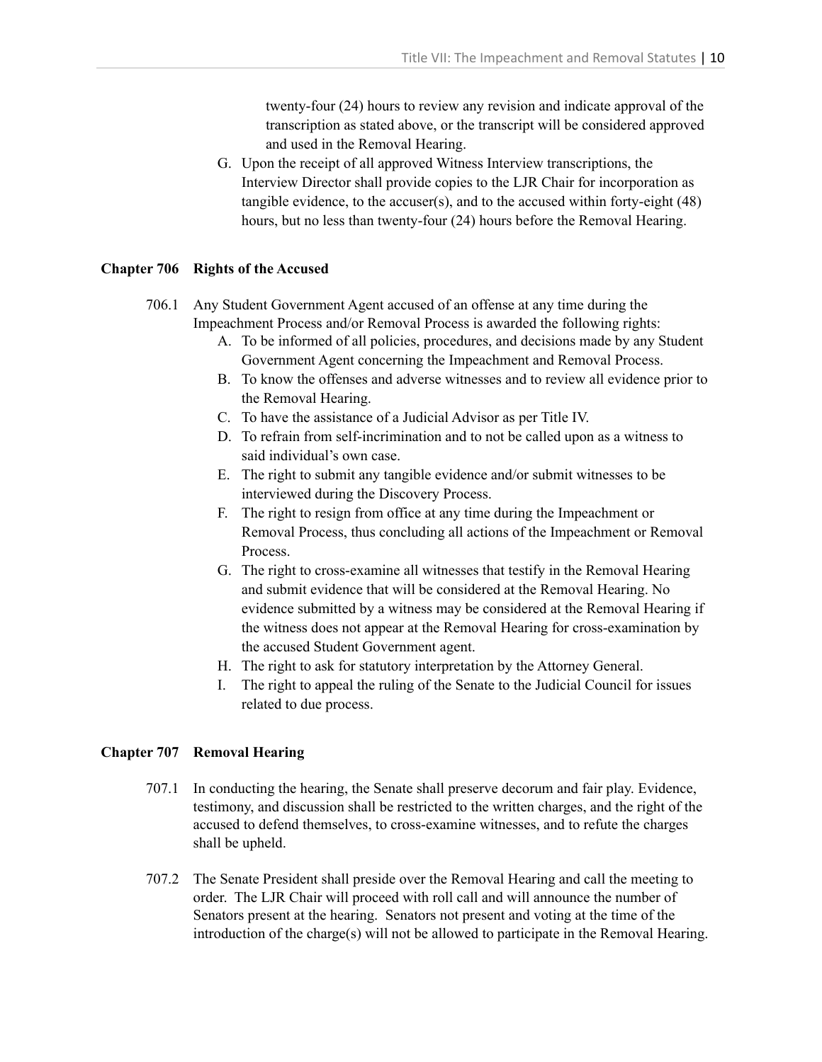twenty-four (24) hours to review any revision and indicate approval of the transcription as stated above, or the transcript will be considered approved and used in the Removal Hearing.

G. Upon the receipt of all approved Witness Interview transcriptions, the Interview Director shall provide copies to the LJR Chair for incorporation as tangible evidence, to the accuser(s), and to the accused within forty-eight (48) hours, but no less than twenty-four (24) hours before the Removal Hearing.

### Chapter 706 Rights of the Accused

706.1 Any Student Government Agent accused of an offense at any time during the Impeachment Process and/or Removal Process is awarded the following rights:

A. To be informed of all policies, procedures, and decisions made by any Student Government Agent concerning the Impeachment and Removal Process.
B. To know the offenses and adverse witnesses and to review all evidence prior to the Removal Hearing.
C. To have the assistance of a Judicial Advisor as per Title IV.
D. To refrain from self-incrimination and to not be called upon as a witness to said individual's own case.
E. The right to submit any tangible evidence and/or submit witnesses to be interviewed during the Discovery Process.
F. The right to resign from office at any time during the Impeachment or Removal Process, thus concluding all actions of the Impeachment or Removal Process.
G. The right to cross-examine all witnesses that testify in the Removal Hearing and submit evidence that will be considered at the Removal Hearing. No evidence submitted by a witness may be considered at the Removal Hearing if the witness does not appear at the Removal Hearing for cross-examination by the accused Student Government agent.
H. The right to ask for statutory interpretation by the Attorney General.
I. The right to appeal the ruling of the Senate to the Judicial Council for issues related to due process.

### Chapter 707 Removal Hearing

707.1 In conducting the hearing, the Senate shall preserve decorum and fair play. Evidence, testimony, and discussion shall be restricted to the written charges, and the right of the accused to defend themselves, to cross-examine witnesses, and to refute the charges shall be upheld.

707.2 The Senate President shall preside over the Removal Hearing and call the meeting to order. The LJR Chair will proceed with roll call and will announce the number of Senators present at the hearing. Senators not present and voting at the time of the introduction of the charge(s) will not be allowed to participate in the Removal Hearing.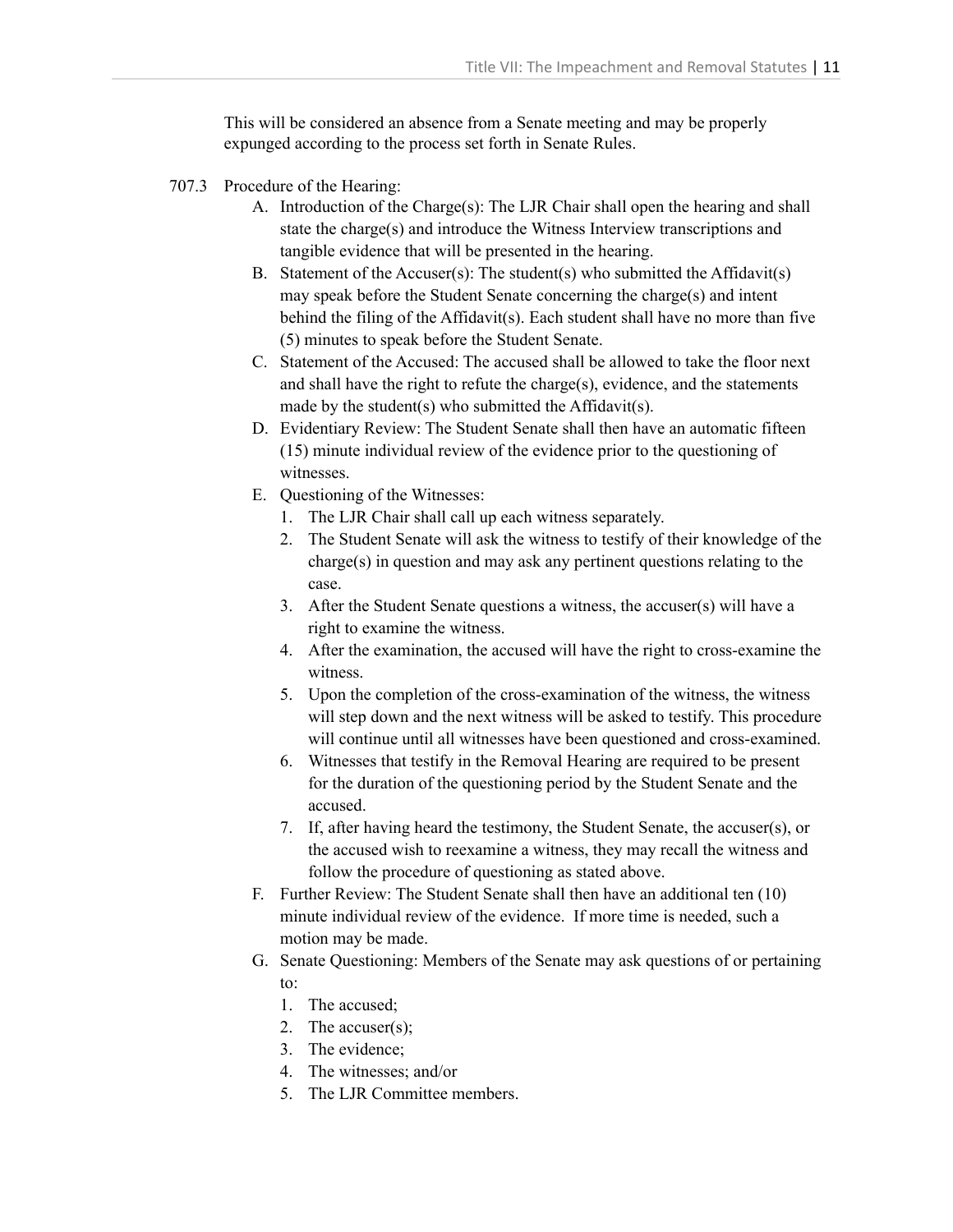This will be considered an absence from a Senate meeting and may be properly expunged according to the process set forth in Senate Rules.

707.3 Procedure of the Hearing:

A. Introduction of the Charge(s): The LJR Chair shall open the hearing and shall state the charge(s) and introduce the Witness Interview transcriptions and tangible evidence that will be presented in the hearing.

B. Statement of the Accuser(s): The student(s) who submitted the Affidavit(s) may speak before the Student Senate concerning the charge(s) and intent behind the filing of the Affidavit(s). Each student shall have no more than five (5) minutes to speak before the Student Senate.

C. Statement of the Accused: The accused shall be allowed to take the floor next and shall have the right to refute the charge(s), evidence, and the statements made by the student(s) who submitted the Affidavit(s).

D. Evidentiary Review: The Student Senate shall then have an automatic fifteen (15) minute individual review of the evidence prior to the questioning of witnesses.

E. Questioning of the Witnesses:
   1. The LJR Chair shall call up each witness separately.
   2. The Student Senate will ask the witness to testify of their knowledge of the charge(s) in question and may ask any pertinent questions relating to the case.
   3. After the Student Senate questions a witness, the accuser(s) will have a right to examine the witness.
   4. After the examination, the accused will have the right to cross-examine the witness.
   5. Upon the completion of the cross-examination of the witness, the witness will step down and the next witness will be asked to testify. This procedure will continue until all witnesses have been questioned and cross-examined.
   6. Witnesses that testify in the Removal Hearing are required to be present for the duration of the questioning period by the Student Senate and the accused.
   7. If, after having heard the testimony, the Student Senate, the accuser(s), or the accused wish to reexamine a witness, they may recall the witness and follow the procedure of questioning as stated above.

F. Further Review: The Student Senate shall then have an additional ten (10) minute individual review of the evidence. If more time is needed, such a motion may be made.

G. Senate Questioning: Members of the Senate may ask questions of or pertaining to:
   1. The accused;
   2. The accuser(s);
   3. The evidence;
   4. The witnesses; and/or
   5. The LJR Committee members.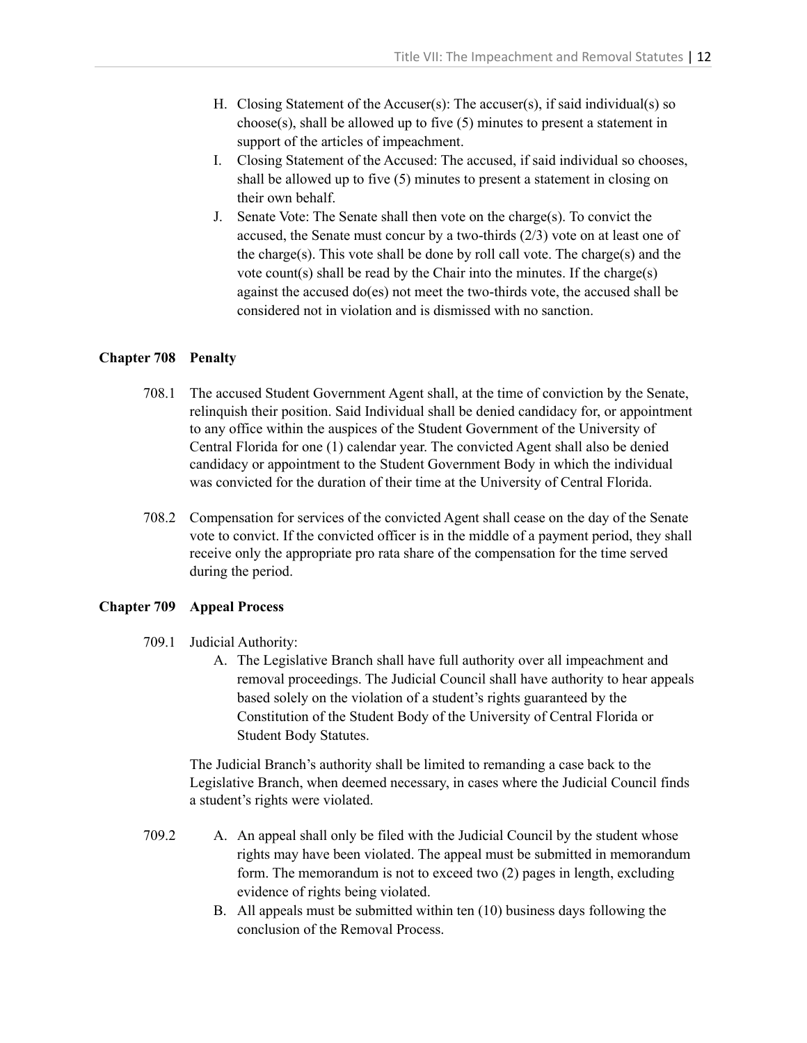H. Closing Statement of the Accuser(s): The accuser(s), if said individual(s) so choose(s), shall be allowed up to five (5) minutes to present a statement in support of the articles of impeachment.

I. Closing Statement of the Accused: The accused, if said individual so chooses, shall be allowed up to five (5) minutes to present a statement in closing on their own behalf.

J. Senate Vote: The Senate shall then vote on the charge(s). To convict the accused, the Senate must concur by a two-thirds (2/3) vote on at least one of the charge(s). This vote shall be done by roll call vote. The charge(s) and the vote count(s) shall be read by the Chair into the minutes. If the charge(s) against the accused do(es) not meet the two-thirds vote, the accused shall be considered not in violation and is dismissed with no sanction.

**Chapter 708 Penalty**

708.1 The accused Student Government Agent shall, at the time of conviction by the Senate, relinquish their position. Said Individual shall be denied candidacy for, or appointment to any office within the auspices of the Student Government of the University of Central Florida for one (1) calendar year. The convicted Agent shall also be denied candidacy or appointment to the Student Government Body in which the individual was convicted for the duration of their time at the University of Central Florida.

708.2 Compensation for services of the convicted Agent shall cease on the day of the Senate vote to convict. If the convicted officer is in the middle of a payment period, they shall receive only the appropriate pro rata share of the compensation for the time served during the period.

**Chapter 709 Appeal Process**

709.1 Judicial Authority:

A. The Legislative Branch shall have full authority over all impeachment and removal proceedings. The Judicial Council shall have authority to hear appeals based solely on the violation of a student's rights guaranteed by the Constitution of the Student Body of the University of Central Florida or Student Body Statutes.

The Judicial Branch's authority shall be limited to remanding a case back to the Legislative Branch, when deemed necessary, in cases where the Judicial Council finds a student's rights were violated.

709.2

A. An appeal shall only be filed with the Judicial Council by the student whose rights may have been violated. The appeal must be submitted in memorandum form. The memorandum is not to exceed two (2) pages in length, excluding evidence of rights being violated.

B. All appeals must be submitted within ten (10) business days following the conclusion of the Removal Process.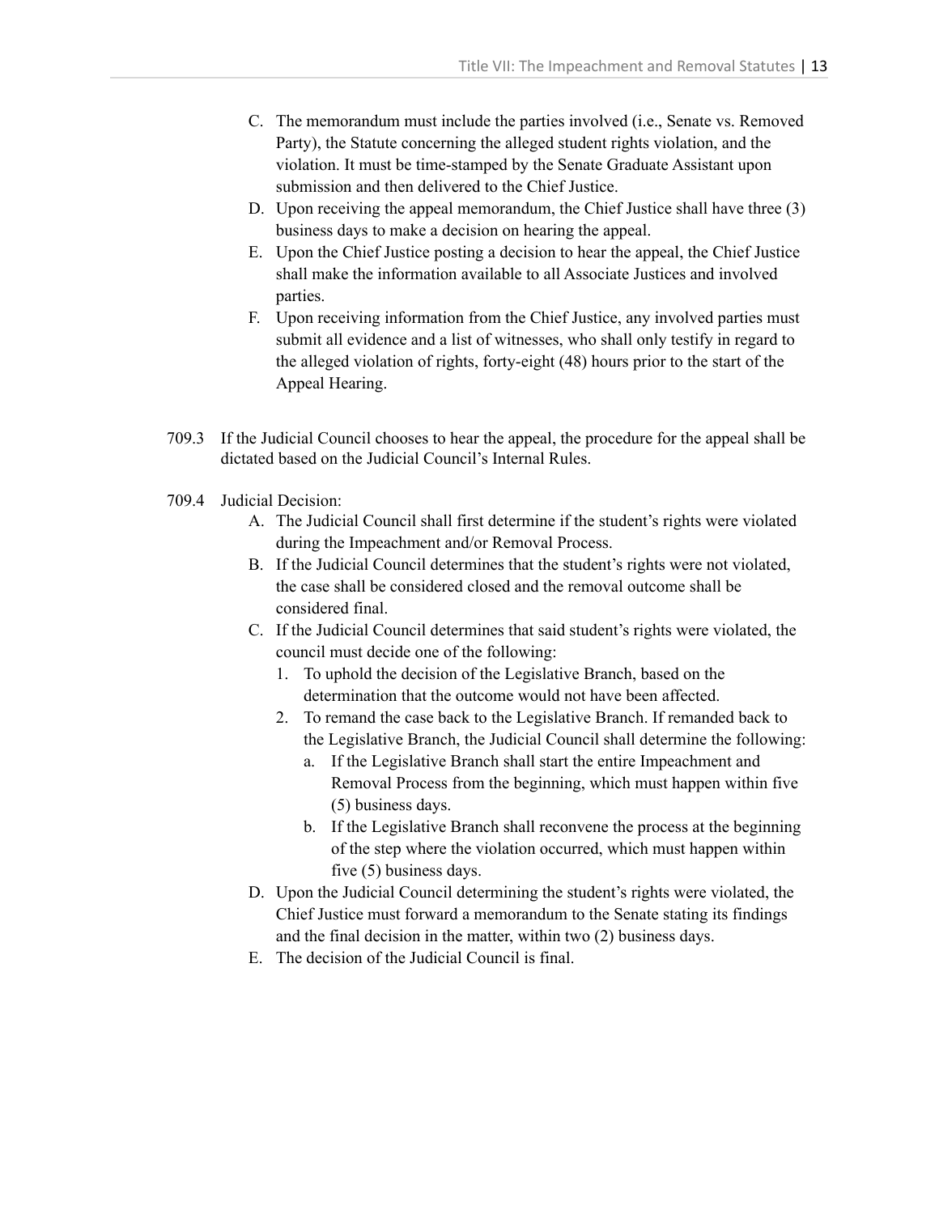C. The memorandum must include the parties involved (i.e., Senate vs. Removed Party), the Statute concerning the alleged student rights violation, and the violation. It must be time-stamped by the Senate Graduate Assistant upon submission and then delivered to the Chief Justice.

D. Upon receiving the appeal memorandum, the Chief Justice shall have three (3) business days to make a decision on hearing the appeal.

E. Upon the Chief Justice posting a decision to hear the appeal, the Chief Justice shall make the information available to all Associate Justices and involved parties.

F. Upon receiving information from the Chief Justice, any involved parties must submit all evidence and a list of witnesses, who shall only testify in regard to the alleged violation of rights, forty-eight (48) hours prior to the start of the Appeal Hearing.

709.3 If the Judicial Council chooses to hear the appeal, the procedure for the appeal shall be dictated based on the Judicial Council's Internal Rules.

709.4 Judicial Decision:

A. The Judicial Council shall first determine if the student's rights were violated during the Impeachment and/or Removal Process.

B. If the Judicial Council determines that the student's rights were not violated, the case shall be considered closed and the removal outcome shall be considered final.

C. If the Judicial Council determines that said student's rights were violated, the council must decide one of the following:

1. To uphold the decision of the Legislative Branch, based on the determination that the outcome would not have been affected.
2. To remand the case back to the Legislative Branch. If remanded back to the Legislative Branch, the Judicial Council shall determine the following:
    a. If the Legislative Branch shall start the entire Impeachment and Removal Process from the beginning, which must happen within five (5) business days.
    b. If the Legislative Branch shall reconvene the process at the beginning of the step where the violation occurred, which must happen within five (5) business days.

D. Upon the Judicial Council determining the student's rights were violated, the Chief Justice must forward a memorandum to the Senate stating its findings and the final decision in the matter, within two (2) business days.

E. The decision of the Judicial Council is final.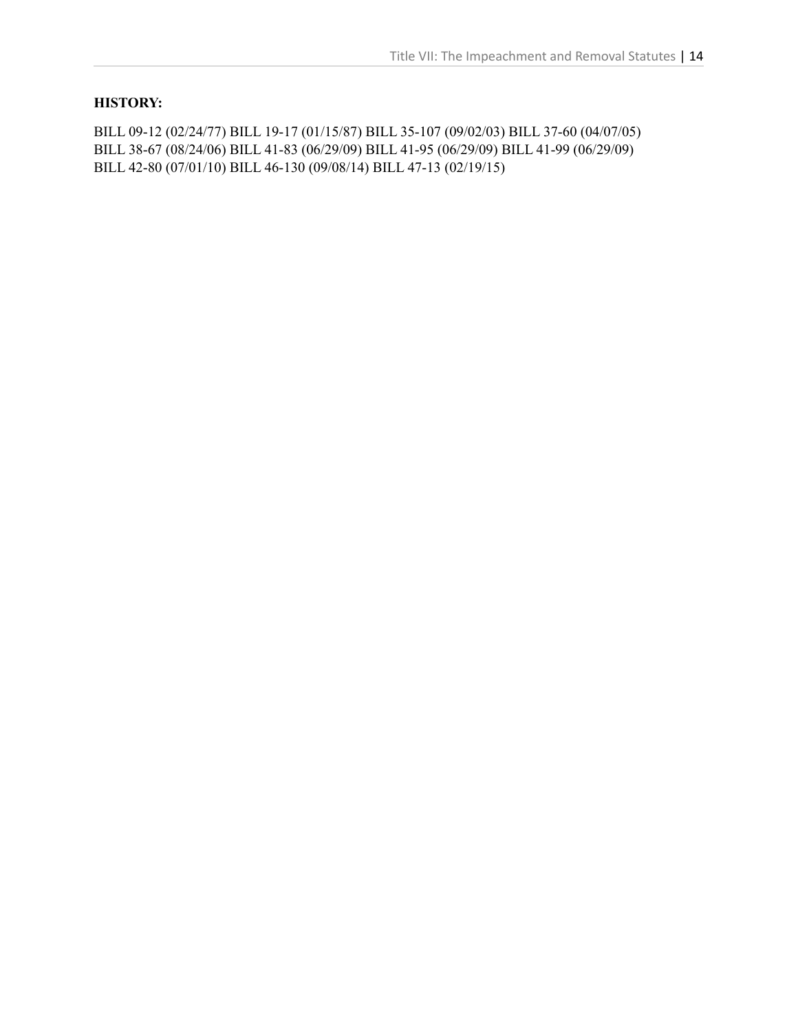**HISTORY:**

BILL 09-12 (02/24/77) BILL 19-17 (01/15/87) BILL 35-107 (09/02/03) BILL 37-60 (04/07/05) BILL 38-67 (08/24/06) BILL 41-83 (06/29/09) BILL 41-95 (06/29/09) BILL 41-99 (06/29/09) BILL 42-80 (07/01/10) BILL 46-130 (09/08/14) BILL 47-13 (02/19/15)